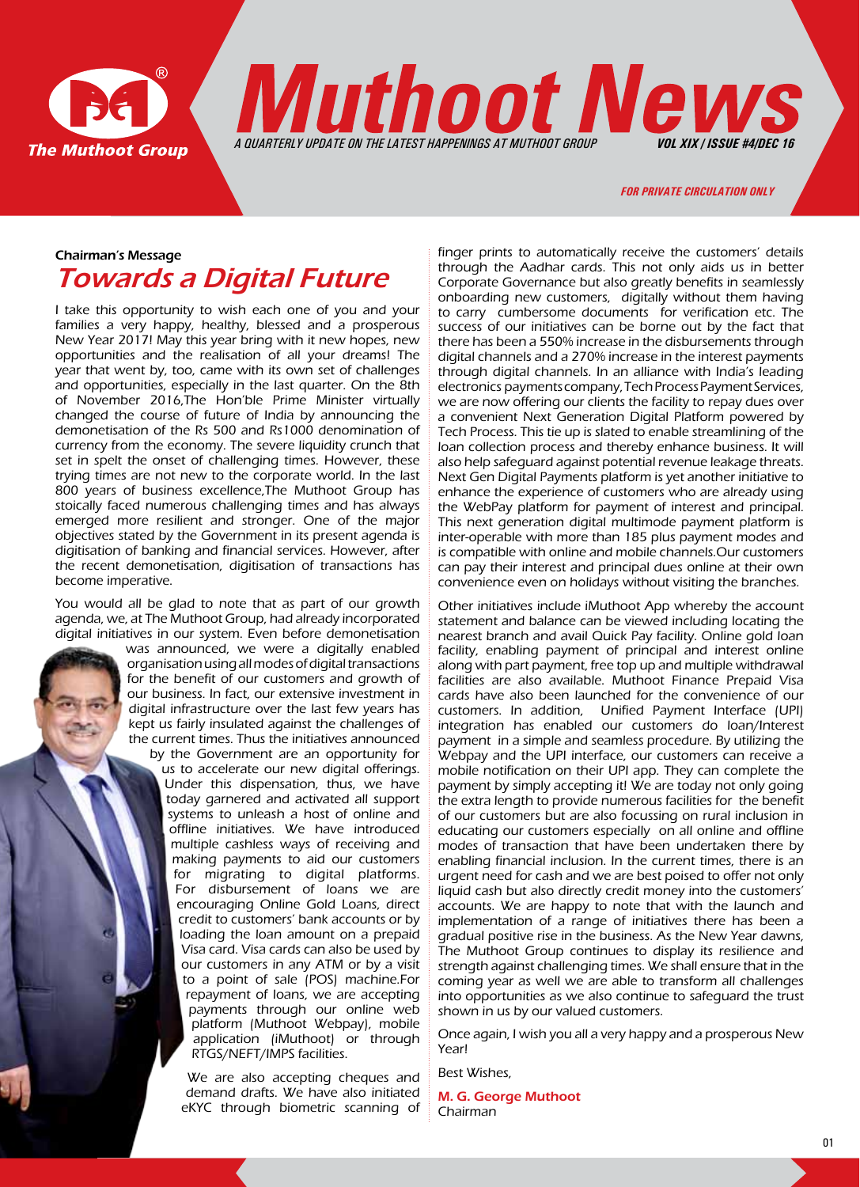# Muthoot News

*A QUARTERLY UPDATE ON THE LATEST HAPPENINGS AT MUTHOOT GROUP* — **VOL XIX / ISSUE #4/DEC 16**

*FOR PRIVATE CIRCULATION ONLY*

Chairman's Message

## Towards a Digital Future

I take this opportunity to wish each one of you and your families a very happy, healthy, blessed and a prosperous New Year 2017! May this year bring with it new hopes, new opportunities and the realisation of all your dreams! The year that went by, too, came with its own set of challenges and opportunities, especially in the last quarter. On the 8th of November 2016,The Hon'ble Prime Minister virtually changed the course of future of India by announcing the demonetisation of the Rs 500 and Rs1000 denomination of currency from the economy. The severe liquidity crunch that set in spelt the onset of challenging times. However, these trying times are not new to the corporate world. In the last 800 years of business excellence,The Muthoot Group has stoically faced numerous challenging times and has always emerged more resilient and stronger. One of the major objectives stated by the Government in its present agenda is digitisation of banking and financial services. However, after the recent demonetisation, digitisation of transactions has become imperative.

You would all be glad to note that as part of our growth agenda, we, at The Muthoot Group, had already incorporated digital initiatives in our system. Even before demonetisation was announced, we were a digitally enabled organisation using all modes of digital transactions for the benefit of our customers and growth of our business. In fact, our extensive investment in digital infrastructure over the last few years has kept us fairly insulated against the challenges of the current times. Thus the initiatives announced by the Government are an opportunity for us to accelerate our new digital offerings. Under this dispensation, thus, we have today garnered and activated all support systems to unleash a host of online and offline initiatives. We have introduced multiple cashless ways of receiving and making payments to aid our customers for migrating to digital platforms. For disbursement of loans we are encouraging Online Gold Loans, direct credit to customers' bank accounts or by loading the loan amount on a prepaid Visa card. Visa cards can also be used by our customers in any ATM or by a visit to a point of sale (POS) machine.For repayment of loans, we are accepting payments through our online web platform (Muthoot Webpay), mobile application (iMuthoot) or through RTGS/NEFT/IMPS facilities.

We are also accepting cheques and demand drafts. We have also initiated eKYC through biometric scanning of finger prints to automatically receive the customers' details through the Aadhar cards. This not only aids us in better Corporate Governance but also greatly benefits in seamlessly onboarding new customers, digitally without them having to carry cumbersome documents for verification etc. The success of our initiatives can be borne out by the fact that there has been a 550% increase in the disbursements through digital channels and a 270% increase in the interest payments through digital channels. In an alliance with India's leading electronics payments company, Tech Process Payment Services, we are now offering our clients the facility to repay dues over a convenient Next Generation Digital Platform powered by Tech Process. This tie up is slated to enable streamlining of the loan collection process and thereby enhance business. It will also help safeguard against potential revenue leakage threats. Next Gen Digital Payments platform is yet another initiative to enhance the experience of customers who are already using the WebPay platform for payment of interest and principal. This next generation digital multimode payment platform is inter-operable with more than 185 plus payment modes and is compatible with online and mobile channels.Our customers can pay their interest and principal dues online at their own convenience even on holidays without visiting the branches.

Other initiatives include iMuthoot App whereby the account statement and balance can be viewed including locating the nearest branch and avail Quick Pay facility. Online gold loan facility, enabling payment of principal and interest online along with part payment, free top up and multiple withdrawal facilities are also available. Muthoot Finance Prepaid Visa cards have also been launched for the convenience of our customers. In addition, Unified Payment Interface (UPI) integration has enabled our customers do loan/Interest payment in a simple and seamless procedure. By utilizing the Webpay and the UPI interface, our customers can receive a mobile notification on their UPI app. They can complete the payment by simply accepting it! We are today not only going the extra length to provide numerous facilities for the benefit of our customers but are also focussing on rural inclusion in educating our customers especially on all online and offline modes of transaction that have been undertaken there by enabling financial inclusion. In the current times, there is an urgent need for cash and we are best poised to offer not only liquid cash but also directly credit money into the customers' accounts. We are happy to note that with the launch and implementation of a range of initiatives there has been a gradual positive rise in the business. As the New Year dawns, The Muthoot Group continues to display its resilience and strength against challenging times. We shall ensure that in the coming year as well we are able to transform all challenges into opportunities as we also continue to safeguard the trust shown in us by our valued customers.

Once again, I wish you all a very happy and a prosperous New Year!

Best Wishes,

**M. G. George Muthoot**
Chairman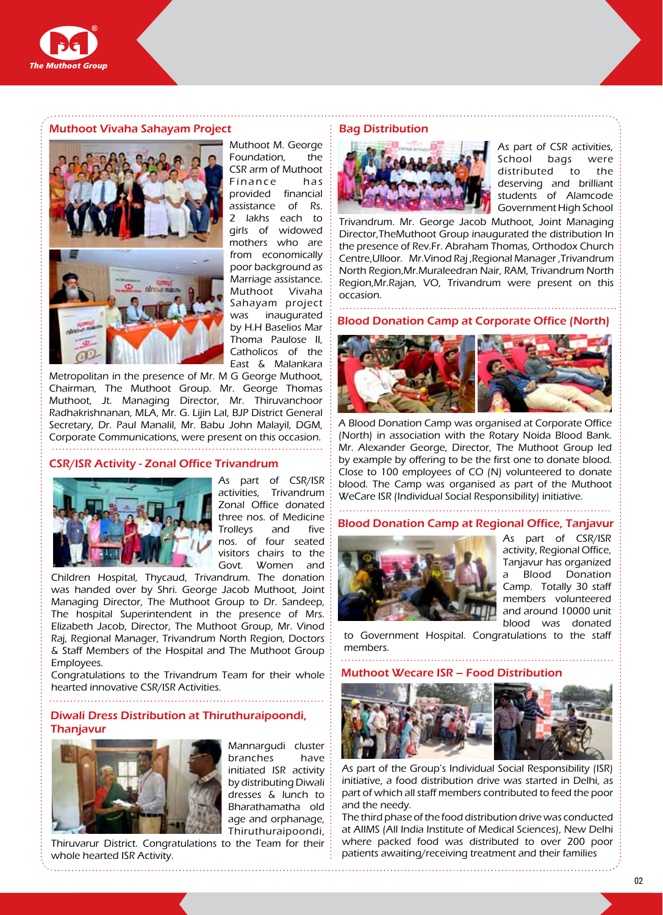## Muthoot Vivaha Sahayam Project

Muthoot M. George Foundation, the CSR arm of Muthoot Finance has provided financial assistance of Rs. 2 lakhs each to girls of widowed mothers who are from economically poor background as Marriage assistance. Muthoot Vivaha Sahayam project was inaugurated by H.H Baselios Mar Thoma Paulose II, Catholicos of the East & Malankara Metropolitan in the presence of Mr. M G George Muthoot, Chairman, The Muthoot Group. Mr. George Thomas Muthoot, Jt. Managing Director, Mr. Thiruvanchoor Radhakrishnanan, MLA, Mr. G. Lijin Lal, BJP District General Secretary, Dr. Paul Manalil, Mr. Babu John Malayil, DGM, Corporate Communications, were present on this occasion.

## CSR/ISR Activity - Zonal Office Trivandrum

As part of CSR/ISR activities, Trivandrum Zonal Office donated three nos. of Medicine Trolleys and five nos. of four seated visitors chairs to the Govt. Women and Children Hospital, Thycaud, Trivandrum. The donation was handed over by Shri. George Jacob Muthoot, Joint Managing Director, The Muthoot Group to Dr. Sandeep, The hospital Superintendent in the presence of Mrs. Elizabeth Jacob, Director, The Muthoot Group, Mr. Vinod Raj, Regional Manager, Trivandrum North Region, Doctors & Staff Members of the Hospital and The Muthoot Group Employees.

Congratulations to the Trivandrum Team for their whole hearted innovative CSR/ISR Activities.

## Diwali Dress Distribution at Thiruthuraipoondi, Thanjavur

Mannargudi cluster branches have initiated ISR activity by distributing Diwali dresses & lunch to Bharathamatha old age and orphanage, Thiruthuraipoondi, Thiruvarur District. Congratulations to the Team for their whole hearted ISR Activity.

## Bag Distribution

As part of CSR activities, School bags were distributed to the deserving and brilliant students of Alamcode Government High School Trivandrum. Mr. George Jacob Muthoot, Joint Managing Director,TheMuthoot Group inaugurated the distribution In the presence of Rev.Fr. Abraham Thomas, Orthodox Church Centre,Ulloor. Mr.Vinod Raj ,Regional Manager ,Trivandrum North Region,Mr.Muraleedran Nair, RAM, Trivandrum North Region,Mr.Rajan, VO, Trivandrum were present on this occasion.

## Blood Donation Camp at Corporate Office (North)

A Blood Donation Camp was organised at Corporate Office (North) in association with the Rotary Noida Blood Bank. Mr. Alexander George, Director, The Muthoot Group led by example by offering to be the first one to donate blood. Close to 100 employees of CO (N) volunteered to donate blood. The Camp was organised as part of the Muthoot WeCare ISR (Individual Social Responsibility) initiative.

## Blood Donation Camp at Regional Office, Tanjavur

As part of CSR/ISR activity, Regional Office, Tanjavur has organized a Blood Donation Camp. Totally 30 staff members volunteered and around 10000 unit blood was donated to Government Hospital. Congratulations to the staff members.

## Muthoot Wecare ISR – Food Distribution

As part of the Group's Individual Social Responsibility (ISR) initiative, a food distribution drive was started in Delhi, as part of which all staff members contributed to feed the poor and the needy.

The third phase of the food distribution drive was conducted at AIIMS (All India Institute of Medical Sciences), New Delhi where packed food was distributed to over 200 poor patients awaiting/receiving treatment and their families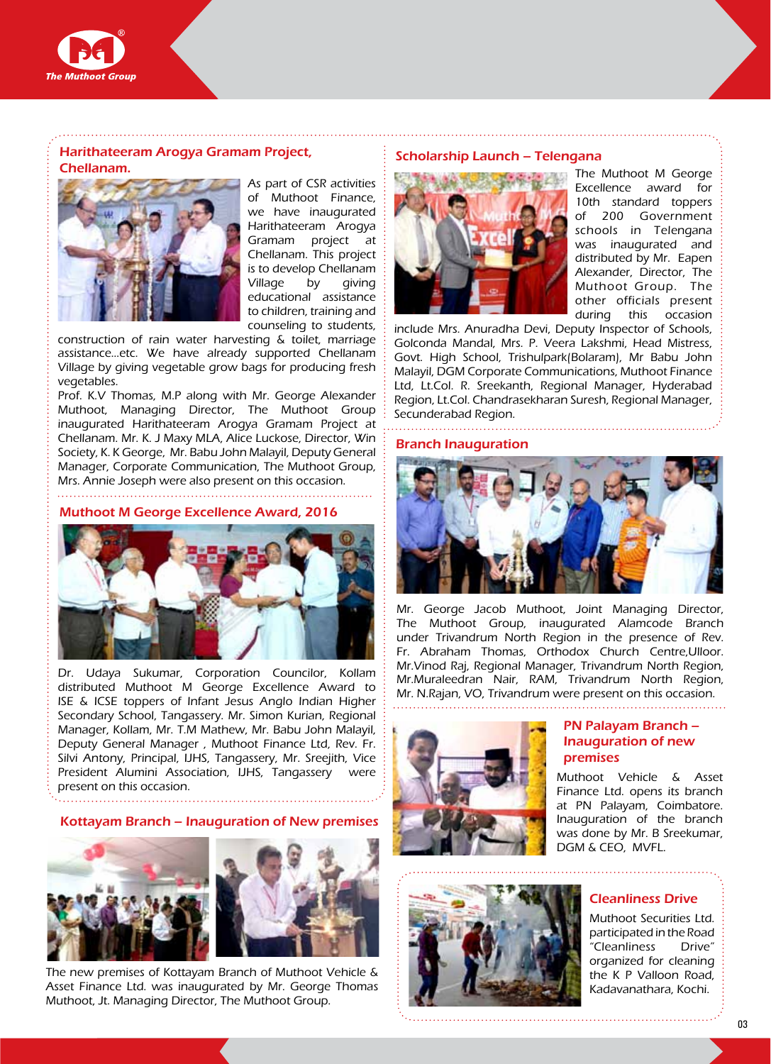## Harithateeram Arogya Gramam Project, Chellanam.

As part of CSR activities of Muthoot Finance, we have inaugurated Harithateeram Arogya Gramam project at Chellanam. This project is to develop Chellanam Village by giving educational assistance to children, training and counseling to students, construction of rain water harvesting & toilet, marriage assistance...etc. We have already supported Chellanam Village by giving vegetable grow bags for producing fresh vegetables.

Prof. K.V Thomas, M.P along with Mr. George Alexander Muthoot, Managing Director, The Muthoot Group inaugurated Harithateeram Arogya Gramam Project at Chellanam. Mr. K. J Maxy MLA, Alice Luckose, Director, Win Society, K. K George, Mr. Babu John Malayil, Deputy General Manager, Corporate Communication, The Muthoot Group, Mrs. Annie Joseph were also present on this occasion.

## Muthoot M George Excellence Award, 2016

Dr. Udaya Sukumar, Corporation Councilor, Kollam distributed Muthoot M George Excellence Award to ISE & ICSE toppers of Infant Jesus Anglo Indian Higher Secondary School, Tangassery. Mr. Simon Kurian, Regional Manager, Kollam, Mr. T.M Mathew, Mr. Babu John Malayil, Deputy General Manager , Muthoot Finance Ltd, Rev. Fr. Silvi Antony, Principal, IJHS, Tangassery, Mr. Sreejith, Vice President Alumini Association, IJHS, Tangassery were present on this occasion.

## Kottayam Branch – Inauguration of New premises

The new premises of Kottayam Branch of Muthoot Vehicle & Asset Finance Ltd. was inaugurated by Mr. George Thomas Muthoot, Jt. Managing Director, The Muthoot Group.

## Scholarship Launch – Telengana

The Muthoot M George Excellence award for 10th standard toppers of 200 Government schools in Telengana was inaugurated and distributed by Mr. Eapen Alexander, Director, The Muthoot Group. The other officials present during this occasion include Mrs. Anuradha Devi, Deputy Inspector of Schools, Golconda Mandal, Mrs. P. Veera Lakshmi, Head Mistress, Govt. High School, Trishulpark(Bolaram), Mr Babu John Malayil, DGM Corporate Communications, Muthoot Finance Ltd, Lt.Col. R. Sreekanth, Regional Manager, Hyderabad Region, Lt.Col. Chandrasekharan Suresh, Regional Manager, Secunderabad Region.

## Branch Inauguration

Mr. George Jacob Muthoot, Joint Managing Director, The Muthoot Group, inaugurated Alamcode Branch under Trivandrum North Region in the presence of Rev. Fr. Abraham Thomas, Orthodox Church Centre,Ulloor. Mr.Vinod Raj, Regional Manager, Trivandrum North Region, Mr.Muraleedran Nair, RAM, Trivandrum North Region, Mr. N.Rajan, VO, Trivandrum were present on this occasion.

## PN Palayam Branch – Inauguration of new premises

Muthoot Vehicle & Asset Finance Ltd. opens its branch at PN Palayam, Coimbatore. Inauguration of the branch was done by Mr. B Sreekumar, DGM & CEO, MVFL.

## Cleanliness Drive

Muthoot Securities Ltd. participated in the Road "Cleanliness Drive" organized for cleaning the K P Valloon Road, Kadavanathara, Kochi.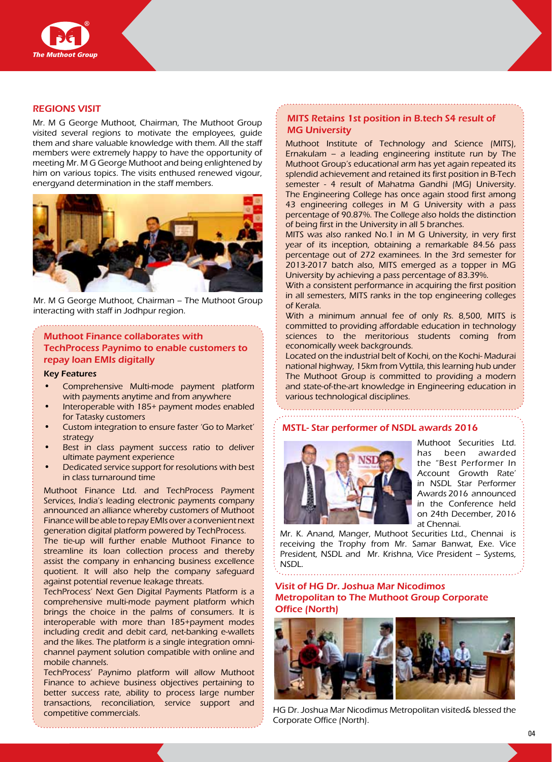## REGIONS VISIT

Mr. M G George Muthoot, Chairman, The Muthoot Group visited several regions to motivate the employees, guide them and share valuable knowledge with them. All the staff members were extremely happy to have the opportunity of meeting Mr. M G George Muthoot and being enlightened by him on various topics. The visits enthused renewed vigour, energyand determination in the staff members.

Mr. M G George Muthoot, Chairman – The Muthoot Group interacting with staff in Jodhpur region.

## Muthoot Finance collaborates with TechProcess Paynimo to enable customers to repay loan EMIs digitally

**Key Features**

- Comprehensive Multi-mode payment platform with payments anytime and from anywhere
- Interoperable with 185+ payment modes enabled for Tatasky customers
- Custom integration to ensure faster 'Go to Market' strategy
- Best in class payment success ratio to deliver ultimate payment experience
- Dedicated service support for resolutions with best in class turnaround time

Muthoot Finance Ltd. and TechProcess Payment Services, India's leading electronic payments company announced an alliance whereby customers of Muthoot Finance will be able to repay EMIs over a convenient next generation digital platform powered by TechProcess.

The tie-up will further enable Muthoot Finance to streamline its loan collection process and thereby assist the company in enhancing business excellence quotient. It will also help the company safeguard against potential revenue leakage threats.

TechProcess' Next Gen Digital Payments Platform is a comprehensive multi-mode payment platform which brings the choice in the palms of consumers. It is interoperable with more than 185+payment modes including credit and debit card, net-banking e-wallets and the likes. The platform is a single integration omni-channel payment solution compatible with online and mobile channels.

TechProcess' Paynimo platform will allow Muthoot Finance to achieve business objectives pertaining to better success rate, ability to process large number transactions, reconciliation, service support and competitive commercials.

## MITS Retains 1st position in B.tech S4 result of MG University

Muthoot Institute of Technology and Science (MITS), Ernakulam – a leading engineering institute run by The Muthoot Group's educational arm has yet again repeated its splendid achievement and retained its first position in B-Tech semester - 4 result of Mahatma Gandhi (MG) University. The Engineering College has once again stood first among 43 engineering colleges in M G University with a pass percentage of 90.87%. The College also holds the distinction of being first in the University in all 5 branches.

MITS was also ranked No.1 in M G University, in very first year of its inception, obtaining a remarkable 84.56 pass percentage out of 272 examinees. In the 3rd semester for 2013-2017 batch also, MITS emerged as a topper in MG University by achieving a pass percentage of 83.39%.

With a consistent performance in acquiring the first position in all semesters, MITS ranks in the top engineering colleges of Kerala.

With a minimum annual fee of only Rs. 8,500, MITS is committed to providing affordable education in technology sciences to the meritorious students coming from economically week backgrounds.

Located on the industrial belt of Kochi, on the Kochi- Madurai national highway, 15km from Vyttila, this learning hub under The Muthoot Group is committed to providing a modern and state-of-the-art knowledge in Engineering education in various technological disciplines.

## MSTL- Star performer of NSDL awards 2016

Muthoot Securities Ltd. has been awarded the "Best Performer In Account Growth Rate' in NSDL Star Performer Awards 2016 announced in the Conference held on 24th December, 2016 at Chennai.

Mr. K. Anand, Manger, Muthoot Securities Ltd., Chennai is receiving the Trophy from Mr. Samar Banwat, Exe. Vice President, NSDL and Mr. Krishna, Vice President – Systems, NSDL.

## Visit of HG Dr. Joshua Mar Nicodimos Metropolitan to The Muthoot Group Corporate Office (North)

HG Dr. Joshua Mar Nicodimus Metropolitan visited& blessed the Corporate Office (North).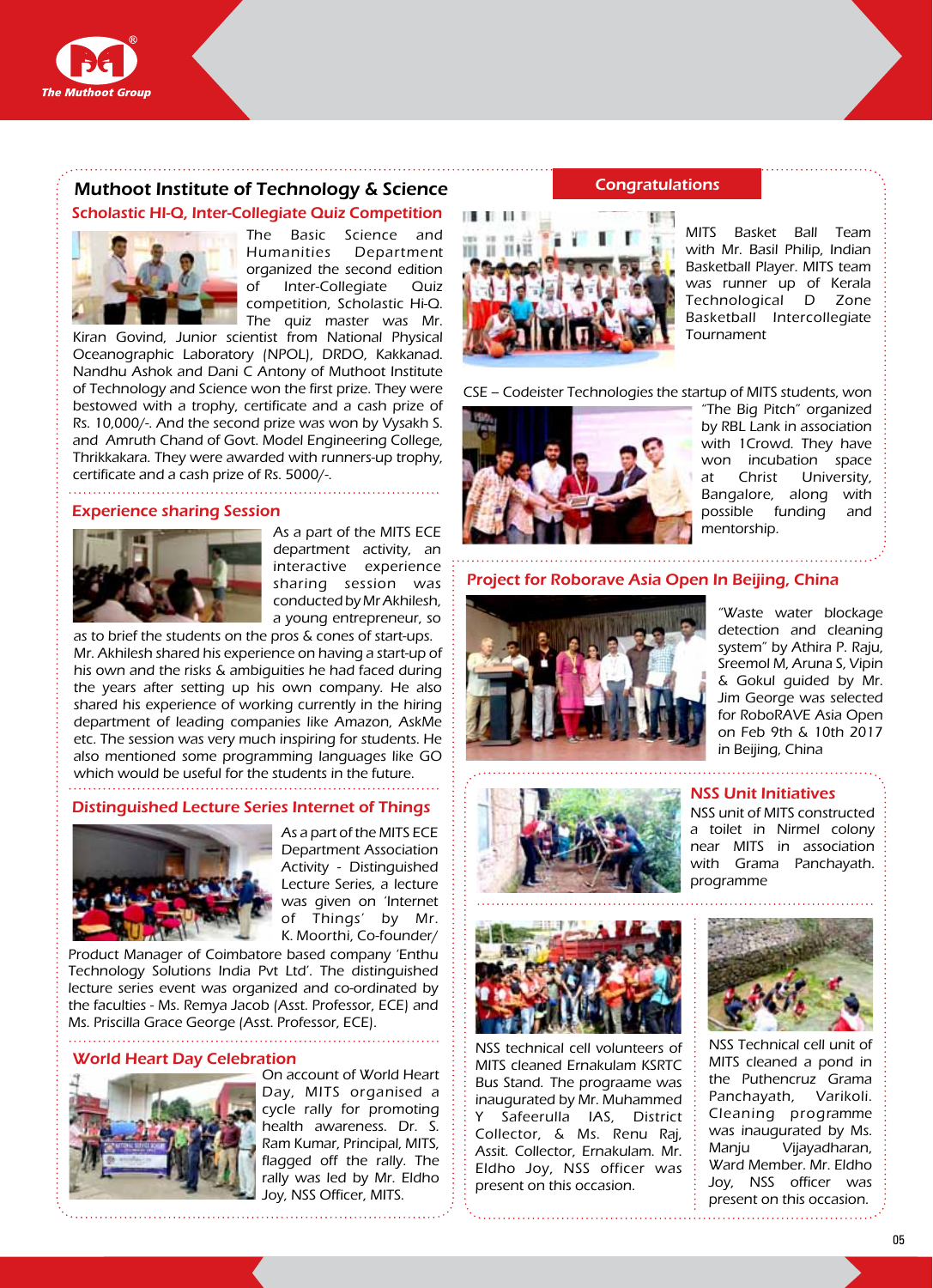## Muthoot Institute of Technology & Science

### Scholastic HI-Q, Inter-Collegiate Quiz Competition

The Basic Science and Humanities Department organized the second edition of Inter-Collegiate Quiz competition, Scholastic Hi-Q. The quiz master was Mr. Kiran Govind, Junior scientist from National Physical Oceanographic Laboratory (NPOL), DRDO, Kakkanad. Nandhu Ashok and Dani C Antony of Muthoot Institute of Technology and Science won the first prize. They were bestowed with a trophy, certificate and a cash prize of Rs. 10,000/-. And the second prize was won by Vysakh S. and Amruth Chand of Govt. Model Engineering College, Thrikkakara. They were awarded with runners-up trophy, certificate and a cash prize of Rs. 5000/-.

### Experience sharing Session

As a part of the MITS ECE department activity, an interactive experience sharing session was conducted by Mr Akhilesh, a young entrepreneur, so as to brief the students on the pros & cones of start-ups. Mr. Akhilesh shared his experience on having a start-up of his own and the risks & ambiguities he had faced during the years after setting up his own company. He also shared his experience of working currently in the hiring department of leading companies like Amazon, AskMe etc. The session was very much inspiring for students. He also mentioned some programming languages like GO which would be useful for the students in the future.

### Distinguished Lecture Series Internet of Things

As a part of the MITS ECE Department Association Activity - Distinguished Lecture Series, a lecture was given on 'Internet of Things' by Mr. K. Moorthi, Co-founder/ Product Manager of Coimbatore based company 'Enthu Technology Solutions India Pvt Ltd'. The distinguished lecture series event was organized and co-ordinated by the faculties - Ms. Remya Jacob (Asst. Professor, ECE) and Ms. Priscilla Grace George (Asst. Professor, ECE).

### World Heart Day Celebration

On account of World Heart Day, MITS organised a cycle rally for promoting health awareness. Dr. S. Ram Kumar, Principal, MITS, flagged off the rally. The rally was led by Mr. Eldho Joy, NSS Officer, MITS.

### Congratulations

MITS Basket Ball Team with Mr. Basil Philip, Indian Basketball Player. MITS team was runner up of Kerala Technological D Zone Basketball Intercollegiate Tournament

CSE – Codeister Technologies the startup of MITS students, won "The Big Pitch" organized by RBL Lank in association with 1Crowd. They have won incubation space at Christ University, Bangalore, along with possible funding and mentorship.

### Project for Roborave Asia Open In Beijing, China

"Waste water blockage detection and cleaning system" by Athira P. Raju, Sreemol M, Aruna S, Vipin & Gokul guided by Mr. Jim George was selected for RoboRAVE Asia Open on Feb 9th & 10th 2017 in Beijing, China

### NSS Unit Initiatives

NSS unit of MITS constructed a toilet in Nirmel colony near MITS in association with Grama Panchayath. programme

NSS technical cell volunteers of MITS cleaned Ernakulam KSRTC Bus Stand. The prograame was inaugurated by Mr. Muhammed Y Safeerulla IAS, District Collector, & Ms. Renu Raj, Assit. Collector, Ernakulam. Mr. Eldho Joy, NSS officer was present on this occasion.

NSS Technical cell unit of MITS cleaned a pond in the Puthencruz Grama Panchayath, Varikoli. Cleaning programme was inaugurated by Ms. Manju Vijayadharan, Ward Member. Mr. Eldho Joy, NSS officer was present on this occasion.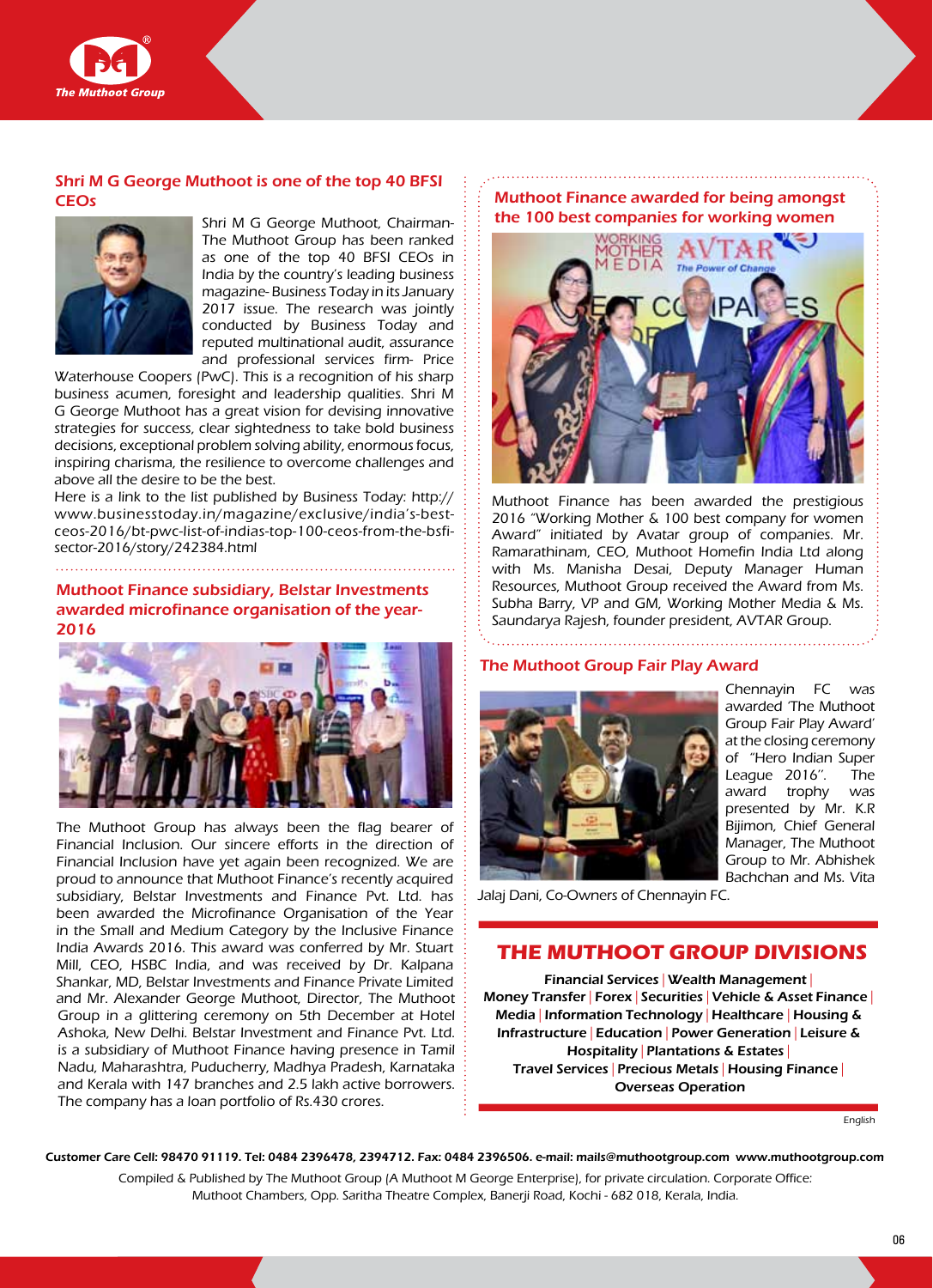## Shri M G George Muthoot is one of the top 40 BFSI CEOs

Shri M G George Muthoot, Chairman- The Muthoot Group has been ranked as one of the top 40 BFSI CEOs in India by the country's leading business magazine- Business Today in its January 2017 issue. The research was jointly conducted by Business Today and reputed multinational audit, assurance and professional services firm- Price Waterhouse Coopers (PwC). This is a recognition of his sharp business acumen, foresight and leadership qualities. Shri M G George Muthoot has a great vision for devising innovative strategies for success, clear sightedness to take bold business decisions, exceptional problem solving ability, enormous focus, inspiring charisma, the resilience to overcome challenges and above all the desire to be the best.

Here is a link to the list published by Business Today: http://www.businesstoday.in/magazine/exclusive/india's-best-ceos-2016/bt-pwc-list-of-indias-top-100-ceos-from-the-bsfi-sector-2016/story/242384.html

## Muthoot Finance subsidiary, Belstar Investments awarded microfinance organisation of the year-2016

The Muthoot Group has always been the flag bearer of Financial Inclusion. Our sincere efforts in the direction of Financial Inclusion have yet again been recognized. We are proud to announce that Muthoot Finance's recently acquired subsidiary, Belstar Investments and Finance Pvt. Ltd. has been awarded the Microfinance Organisation of the Year in the Small and Medium Category by the Inclusive Finance India Awards 2016. This award was conferred by Mr. Stuart Mill, CEO, HSBC India, and was received by Dr. Kalpana Shankar, MD, Belstar Investments and Finance Private Limited and Mr. Alexander George Muthoot, Director, The Muthoot Group in a glittering ceremony on 5th December at Hotel Ashoka, New Delhi. Belstar Investment and Finance Pvt. Ltd. is a subsidiary of Muthoot Finance having presence in Tamil Nadu, Maharashtra, Puducherry, Madhya Pradesh, Karnataka and Kerala with 147 branches and 2.5 lakh active borrowers. The company has a loan portfolio of Rs.430 crores.

## Muthoot Finance awarded for being amongst the 100 best companies for working women

Muthoot Finance has been awarded the prestigious 2016 "Working Mother & 100 best company for women Award" initiated by Avatar group of companies. Mr. Ramarathinam, CEO, Muthoot Homefin India Ltd along with Ms. Manisha Desai, Deputy Manager Human Resources, Muthoot Group received the Award from Ms. Subha Barry, VP and GM, Working Mother Media & Ms. Saundarya Rajesh, founder president, AVTAR Group.

## The Muthoot Group Fair Play Award

Chennayin FC was awarded 'The Muthoot Group Fair Play Award' at the closing ceremony of "Hero Indian Super League 2016". The award trophy was presented by Mr. K.R Bijimon, Chief General Manager, The Muthoot Group to Mr. Abhishek Bachchan and Ms. Vita Jalaj Dani, Co-Owners of Chennayin FC.

## THE MUTHOOT GROUP DIVISIONS

**Financial Services | Wealth Management | Money Transfer | Forex | Securities | Vehicle & Asset Finance | Media | Information Technology | Healthcare | Housing & Infrastructure | Education | Power Generation | Leisure & Hospitality | Plantations & Estates | Travel Services | Precious Metals | Housing Finance | Overseas Operation**

English

**Customer Care Cell: 98470 91119. Tel: 0484 2396478, 2394712. Fax: 0484 2396506. e-mail: mails@muthootgroup.com www.muthootgroup.com**

Compiled & Published by The Muthoot Group (A Muthoot M George Enterprise), for private circulation. Corporate Office: Muthoot Chambers, Opp. Saritha Theatre Complex, Banerji Road, Kochi - 682 018, Kerala, India.